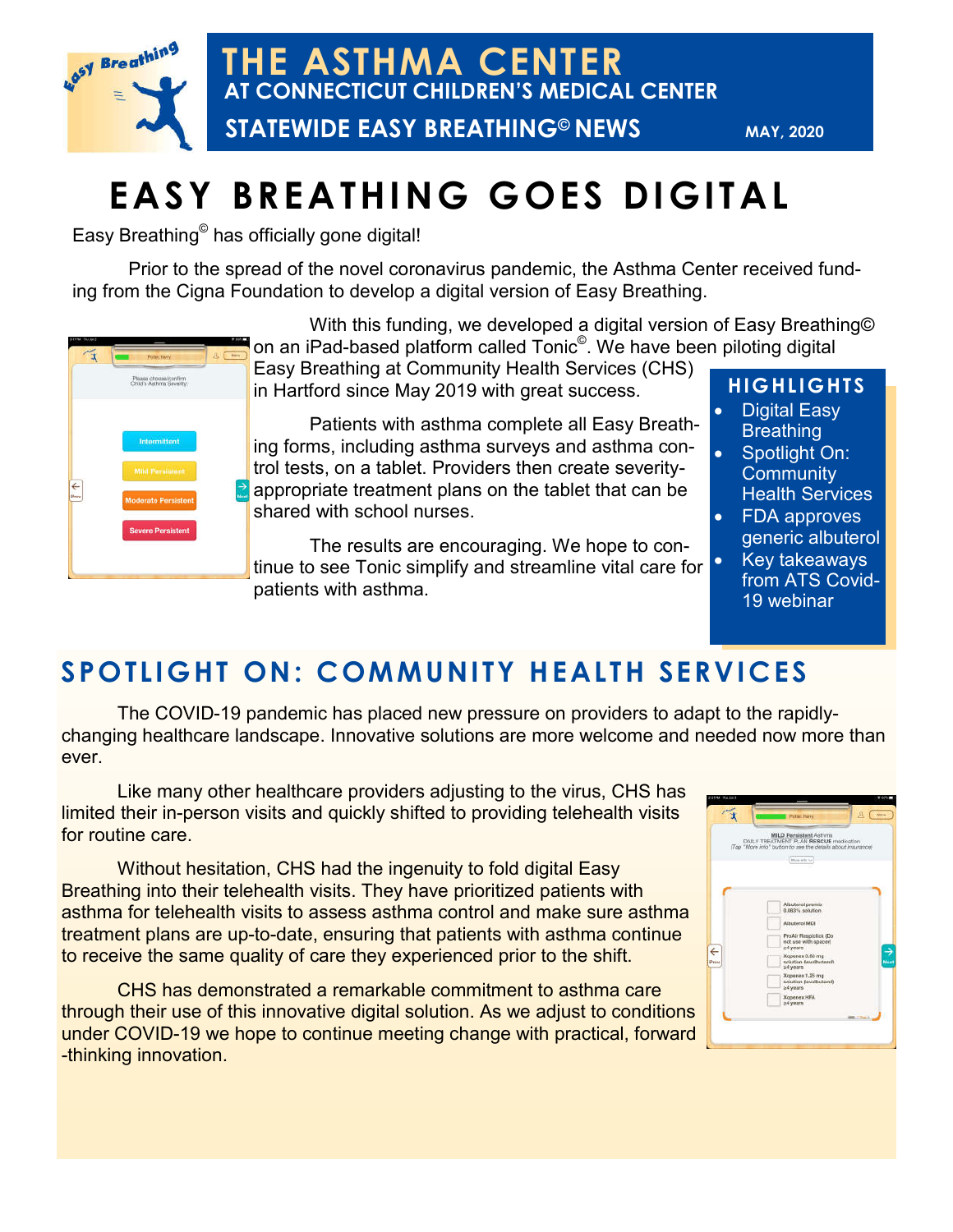# THE ASTHMA CENTER

## AT CONNECTICUT CHILDREN'S MEDICAL CENTER

### STATEWIDE EASY BREATHING© NEWS

MAY, 2020

# EASY BREATHING GOES DIGITAL

Easy Breathing© has officially gone digital!

Prior to the spread of the novel coronavirus pandemic, the Asthma Center received funding from the Cigna Foundation to develop a digital version of Easy Breathing.

With this funding, we developed a digital version of Easy Breathing© on an iPad-based platform called Tonic©. We have been piloting digital Easy Breathing at Community Health Services (CHS) in Hartford since May 2019 with great success.

Patients with asthma complete all Easy Breathing forms, including asthma surveys and asthma control tests, on a tablet. Providers then create severity-appropriate treatment plans on the tablet that can be shared with school nurses.

The results are encouraging. We hope to continue to see Tonic simplify and streamline vital care for patients with asthma.

### HIGHLIGHTS

- Digital Easy Breathing
- Spotlight On: Community Health Services
- FDA approves generic albuterol
- Key takeaways from ATS Covid-19 webinar

## SPOTLIGHT ON: COMMUNITY HEALTH SERVICES

The COVID-19 pandemic has placed new pressure on providers to adapt to the rapidly-changing healthcare landscape. Innovative solutions are more welcome and needed now more than ever.

Like many other healthcare providers adjusting to the virus, CHS has limited their in-person visits and quickly shifted to providing telehealth visits for routine care.

Without hesitation, CHS had the ingenuity to fold digital Easy Breathing into their telehealth visits. They have prioritized patients with asthma for telehealth visits to assess asthma control and make sure asthma treatment plans are up-to-date, ensuring that patients with asthma continue to receive the same quality of care they experienced prior to the shift.

CHS has demonstrated a remarkable commitment to asthma care through their use of this innovative digital solution. As we adjust to conditions under COVID-19 we hope to continue meeting change with practical, forward-thinking innovation.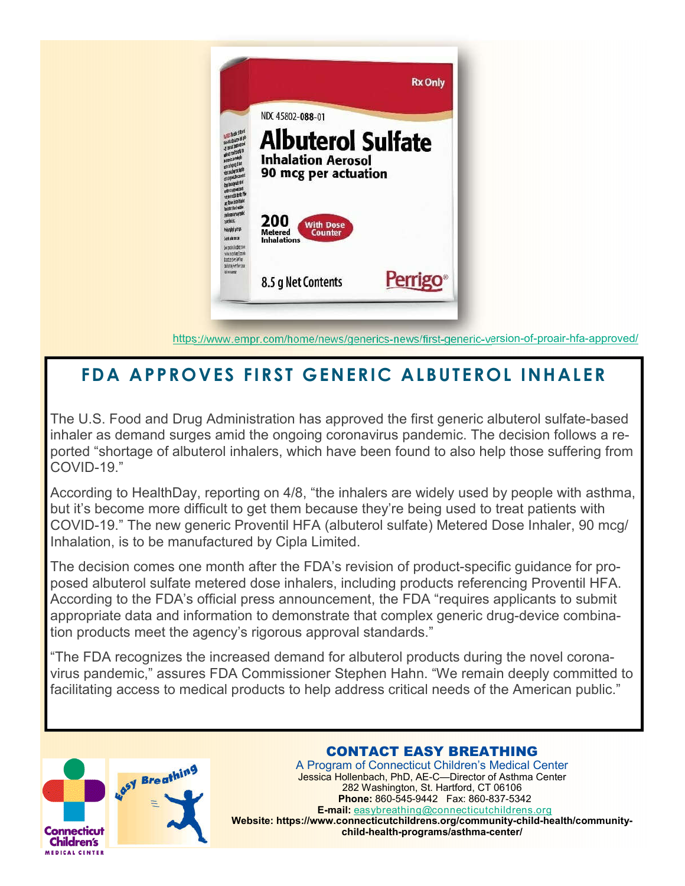https://www.empr.com/home/news/generics-news/first-generic-version-of-proair-hfa-approved/

## FDA APPROVES FIRST GENERIC ALBUTEROL INHALER

The U.S. Food and Drug Administration has approved the first generic albuterol sulfate-based inhaler as demand surges amid the ongoing coronavirus pandemic. The decision follows a reported "shortage of albuterol inhalers, which have been found to also help those suffering from COVID-19."

According to HealthDay, reporting on 4/8, "the inhalers are widely used by people with asthma, but it's become more difficult to get them because they're being used to treat patients with COVID-19." The new generic Proventil HFA (albuterol sulfate) Metered Dose Inhaler, 90 mcg/Inhalation, is to be manufactured by Cipla Limited.

The decision comes one month after the FDA's revision of product-specific guidance for proposed albuterol sulfate metered dose inhalers, including products referencing Proventil HFA. According to the FDA's official press announcement, the FDA "requires applicants to submit appropriate data and information to demonstrate that complex generic drug-device combination products meet the agency's rigorous approval standards."

"The FDA recognizes the increased demand for albuterol products during the novel coronavirus pandemic," assures FDA Commissioner Stephen Hahn. "We remain deeply committed to facilitating access to medical products to help address critical needs of the American public."

### CONTACT EASY BREATHING

A Program of Connecticut Children's Medical Center
Jessica Hollenbach, PhD, AE-C—Director of Asthma Center
282 Washington, St. Hartford, CT 06106
**Phone:** 860-545-9442 Fax: 860-837-5342
**E-mail:** easybreathing@connecticutchildrens.org
**Website: https://www.connecticutchildrens.org/community-child-health/community-child-health-programs/asthma-center/**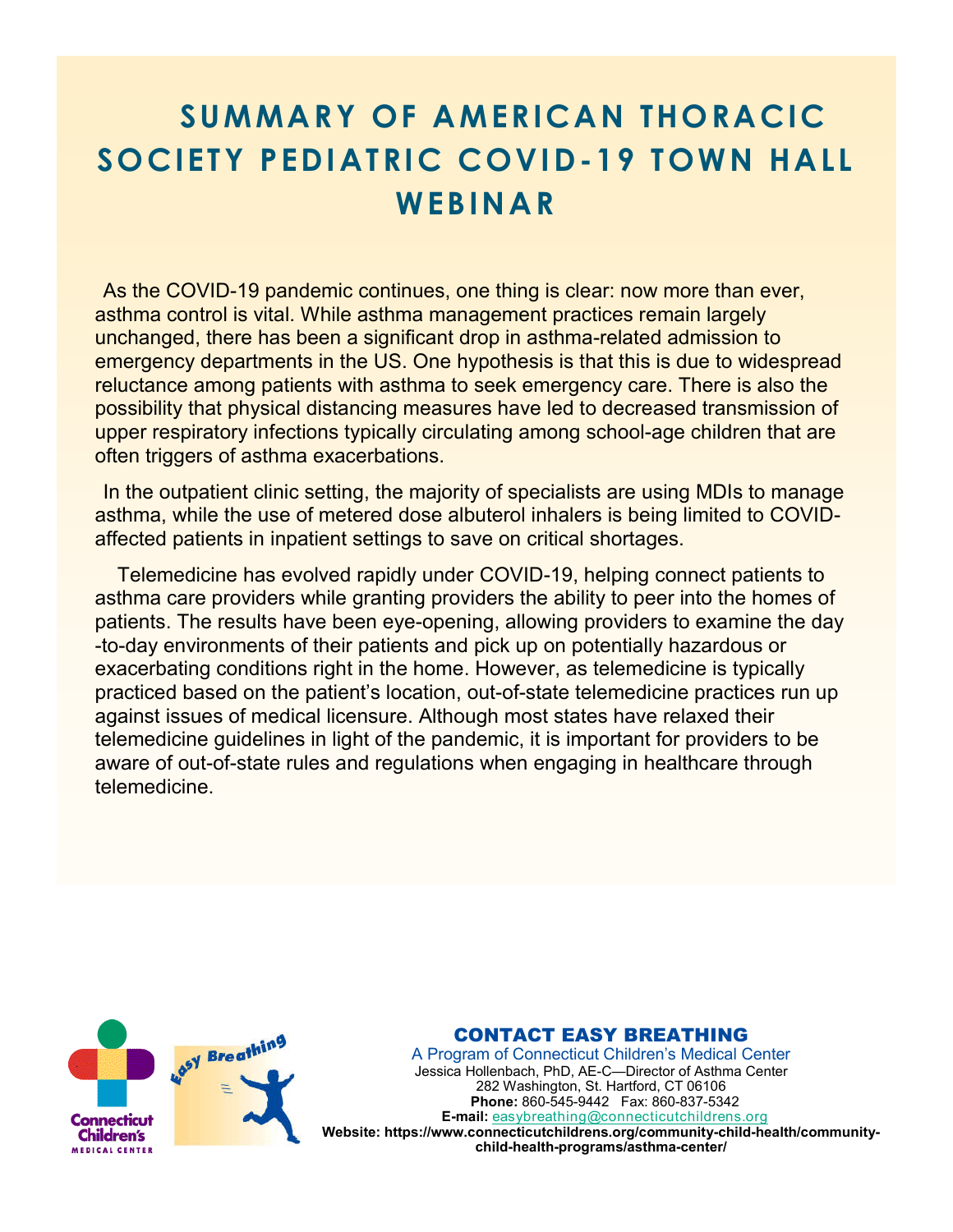# SUMMARY OF AMERICAN THORACIC SOCIETY PEDIATRIC COVID-19 TOWN HALL WEBINAR

As the COVID-19 pandemic continues, one thing is clear: now more than ever, asthma control is vital. While asthma management practices remain largely unchanged, there has been a significant drop in asthma-related admission to emergency departments in the US. One hypothesis is that this is due to widespread reluctance among patients with asthma to seek emergency care. There is also the possibility that physical distancing measures have led to decreased transmission of upper respiratory infections typically circulating among school-age children that are often triggers of asthma exacerbations.

In the outpatient clinic setting, the majority of specialists are using MDIs to manage asthma, while the use of metered dose albuterol inhalers is being limited to COVID-affected patients in inpatient settings to save on critical shortages.

Telemedicine has evolved rapidly under COVID-19, helping connect patients to asthma care providers while granting providers the ability to peer into the homes of patients. The results have been eye-opening, allowing providers to examine the day-to-day environments of their patients and pick up on potentially hazardous or exacerbating conditions right in the home. However, as telemedicine is typically practiced based on the patient's location, out-of-state telemedicine practices run up against issues of medical licensure. Although most states have relaxed their telemedicine guidelines in light of the pandemic, it is important for providers to be aware of out-of-state rules and regulations when engaging in healthcare through telemedicine.

Connecticut Children's Medical Center

Easy Breathing

## CONTACT EASY BREATHING

A Program of Connecticut Children's Medical Center
Jessica Hollenbach, PhD, AE-C—Director of Asthma Center
282 Washington, St. Hartford, CT 06106
**Phone:** 860-545-9442 Fax: 860-837-5342
**E-mail:** easybreathing@connecticutchildrens.org
**Website: https://www.connecticutchildrens.org/community-child-health/community-child-health-programs/asthma-center/**